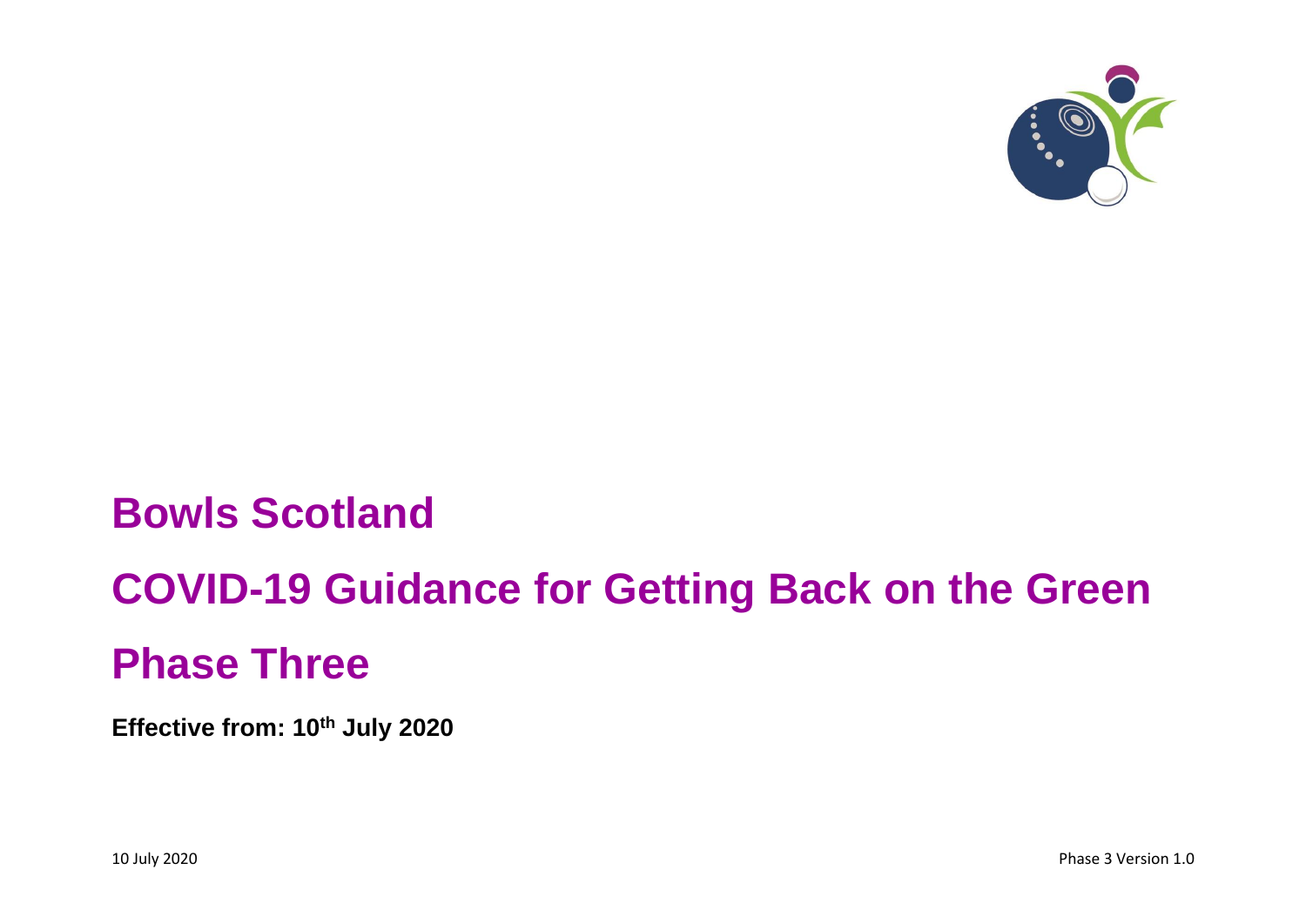# Bowls Scotland

# COVID-19 Guidance for Getting Back on the Green

# Phase Three

**Effective from: 10th July 2020**

10 July 2020

Phase 3 Version 1.0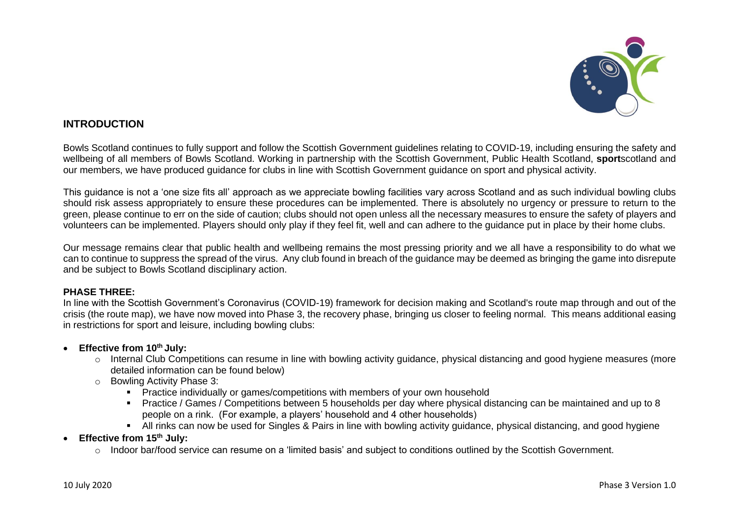## INTRODUCTION

Bowls Scotland continues to fully support and follow the Scottish Government guidelines relating to COVID-19, including ensuring the safety and wellbeing of all members of Bowls Scotland. Working in partnership with the Scottish Government, Public Health Scotland, **sport**scotland and our members, we have produced guidance for clubs in line with Scottish Government guidance on sport and physical activity.

This guidance is not a 'one size fits all' approach as we appreciate bowling facilities vary across Scotland and as such individual bowling clubs should risk assess appropriately to ensure these procedures can be implemented. There is absolutely no urgency or pressure to return to the green, please continue to err on the side of caution; clubs should not open unless all the necessary measures to ensure the safety of players and volunteers can be implemented. Players should only play if they feel fit, well and can adhere to the guidance put in place by their home clubs.

Our message remains clear that public health and wellbeing remains the most pressing priority and we all have a responsibility to do what we can to continue to suppress the spread of the virus. Any club found in breach of the guidance may be deemed as bringing the game into disrepute and be subject to Bowls Scotland disciplinary action.

**PHASE THREE:**
In line with the Scottish Government's Coronavirus (COVID-19) framework for decision making and Scotland's route map through and out of the crisis (the route map), we have now moved into Phase 3, the recovery phase, bringing us closer to feeling normal. This means additional easing in restrictions for sport and leisure, including bowling clubs:

- **Effective from 10th July:**
  - Internal Club Competitions can resume in line with bowling activity guidance, physical distancing and good hygiene measures (more detailed information can be found below)
  - Bowling Activity Phase 3:
    - Practice individually or games/competitions with members of your own household
    - Practice / Games / Competitions between 5 households per day where physical distancing can be maintained and up to 8 people on a rink. (For example, a players' household and 4 other households)
    - All rinks can now be used for Singles & Pairs in line with bowling activity guidance, physical distancing, and good hygiene
- **Effective from 15th July:**
  - Indoor bar/food service can resume on a 'limited basis' and subject to conditions outlined by the Scottish Government.

10 July 2020 Phase 3 Version 1.0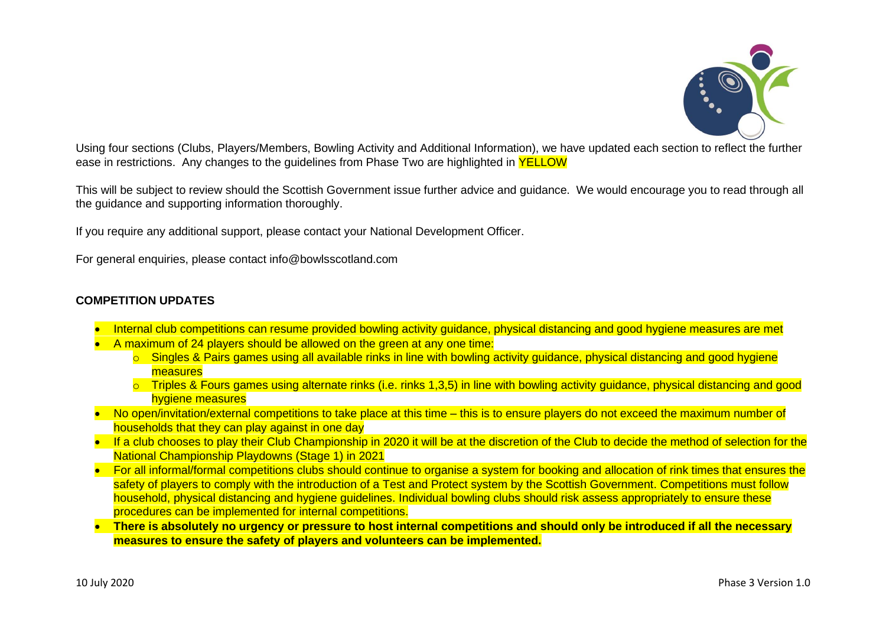Using four sections (Clubs, Players/Members, Bowling Activity and Additional Information), we have updated each section to reflect the further ease in restrictions. Any changes to the guidelines from Phase Two are highlighted in YELLOW

This will be subject to review should the Scottish Government issue further advice and guidance. We would encourage you to read through all the guidance and supporting information thoroughly.

If you require any additional support, please contact your National Development Officer.

For general enquiries, please contact info@bowlsscotland.com

**COMPETITION UPDATES**

- Internal club competitions can resume provided bowling activity guidance, physical distancing and good hygiene measures are met
- A maximum of 24 players should be allowed on the green at any one time:
  - Singles & Pairs games using all available rinks in line with bowling activity guidance, physical distancing and good hygiene measures
  - Triples & Fours games using alternate rinks (i.e. rinks 1,3,5) in line with bowling activity guidance, physical distancing and good hygiene measures
- No open/invitation/external competitions to take place at this time – this is to ensure players do not exceed the maximum number of households that they can play against in one day
- If a club chooses to play their Club Championship in 2020 it will be at the discretion of the Club to decide the method of selection for the National Championship Playdowns (Stage 1) in 2021
- For all informal/formal competitions clubs should continue to organise a system for booking and allocation of rink times that ensures the safety of players to comply with the introduction of a Test and Protect system by the Scottish Government. Competitions must follow household, physical distancing and hygiene guidelines. Individual bowling clubs should risk assess appropriately to ensure these procedures can be implemented for internal competitions.
- **There is absolutely no urgency or pressure to host internal competitions and should only be introduced if all the necessary measures to ensure the safety of players and volunteers can be implemented.**

10 July 2020 Phase 3 Version 1.0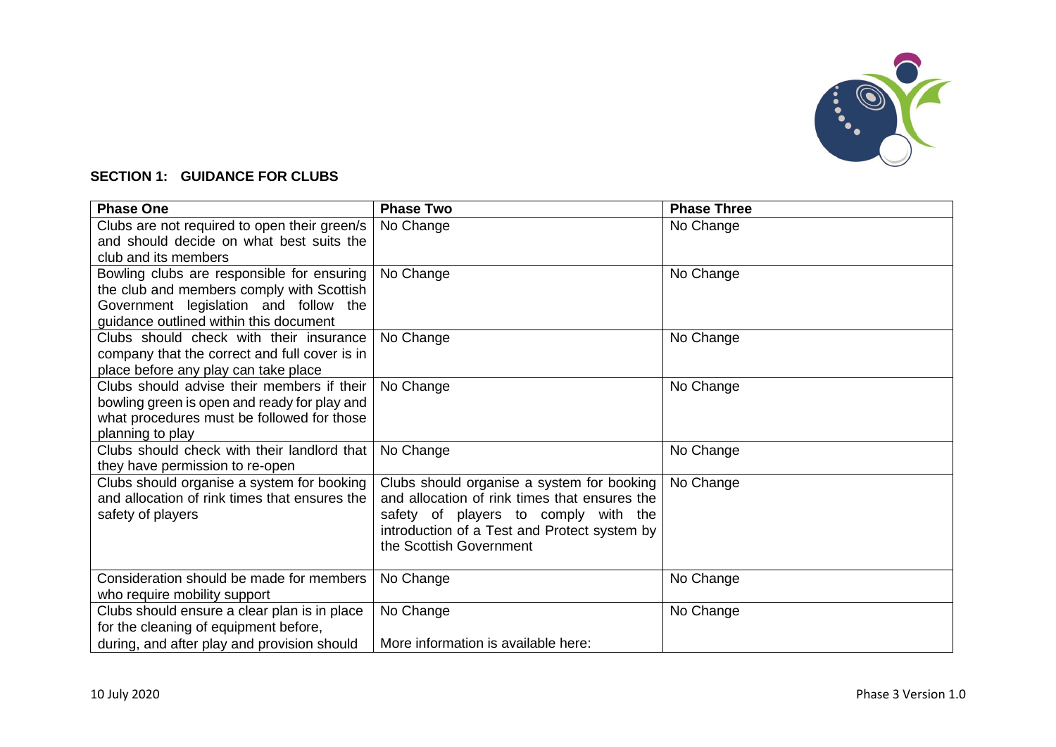## SECTION 1: GUIDANCE FOR CLUBS

| Phase One | Phase Two | Phase Three |
|---|---|---|
| Clubs are not required to open their green/s and should decide on what best suits the club and its members | No Change | No Change |
| Bowling clubs are responsible for ensuring the club and members comply with Scottish Government legislation and follow the guidance outlined within this document | No Change | No Change |
| Clubs should check with their insurance company that the correct and full cover is in place before any play can take place | No Change | No Change |
| Clubs should advise their members if their bowling green is open and ready for play and what procedures must be followed for those planning to play | No Change | No Change |
| Clubs should check with their landlord that they have permission to re-open | No Change | No Change |
| Clubs should organise a system for booking and allocation of rink times that ensures the safety of players | Clubs should organise a system for booking and allocation of rink times that ensures the safety of players to comply with the introduction of a Test and Protect system by the Scottish Government | No Change |
| Consideration should be made for members who require mobility support | No Change | No Change |
| Clubs should ensure a clear plan is in place for the cleaning of equipment before, during, and after play and provision should | No Change<br><br>More information is available here: | No Change |

10 July 2020

Phase 3 Version 1.0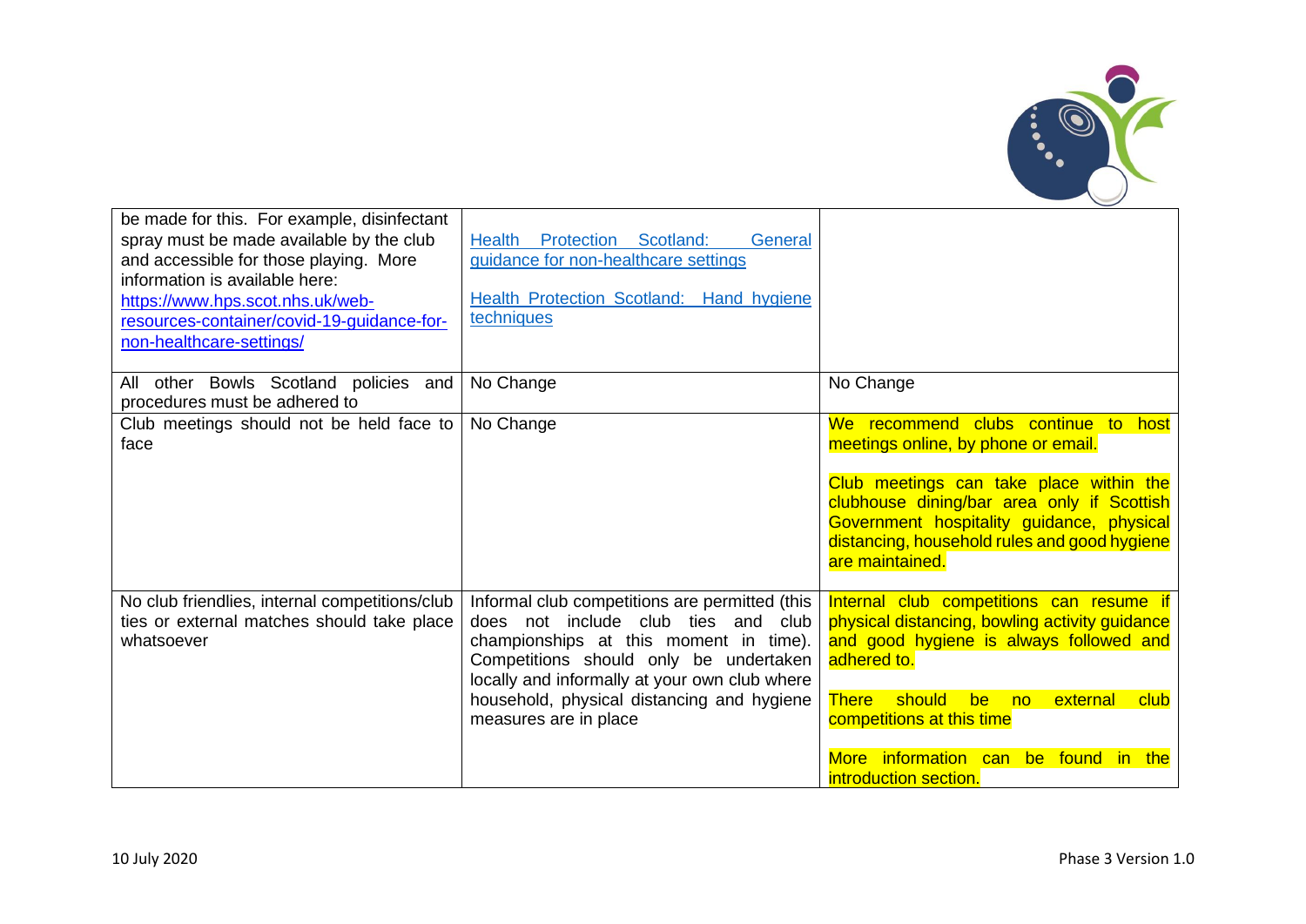| | | |
|---|---|---|
| be made for this. For example, disinfectant spray must be made available by the club and accessible for those playing. More information is available here: [https://www.hps.scot.nhs.uk/web-resources-container/covid-19-guidance-for-non-healthcare-settings/](https://www.hps.scot.nhs.uk/web-resources-container/covid-19-guidance-for-non-healthcare-settings/) | Health Protection Scotland: General guidance for non-healthcare settings<br><br>Health Protection Scotland: Hand hygiene techniques | |
| All other Bowls Scotland policies and procedures must be adhered to | No Change | No Change |
| Club meetings should not be held face to face | No Change | We recommend clubs continue to host meetings online, by phone or email.<br><br>Club meetings can take place within the clubhouse dining/bar area only if Scottish Government hospitality guidance, physical distancing, household rules and good hygiene are maintained. |
| No club friendlies, internal competitions/club ties or external matches should take place whatsoever | Informal club competitions are permitted (this does not include club ties and club championships at this moment in time). Competitions should only be undertaken locally and informally at your own club where household, physical distancing and hygiene measures are in place | Internal club competitions can resume if physical distancing, bowling activity guidance and good hygiene is always followed and adhered to.<br><br>There should be no external club competitions at this time<br><br>More information can be found in the introduction section. |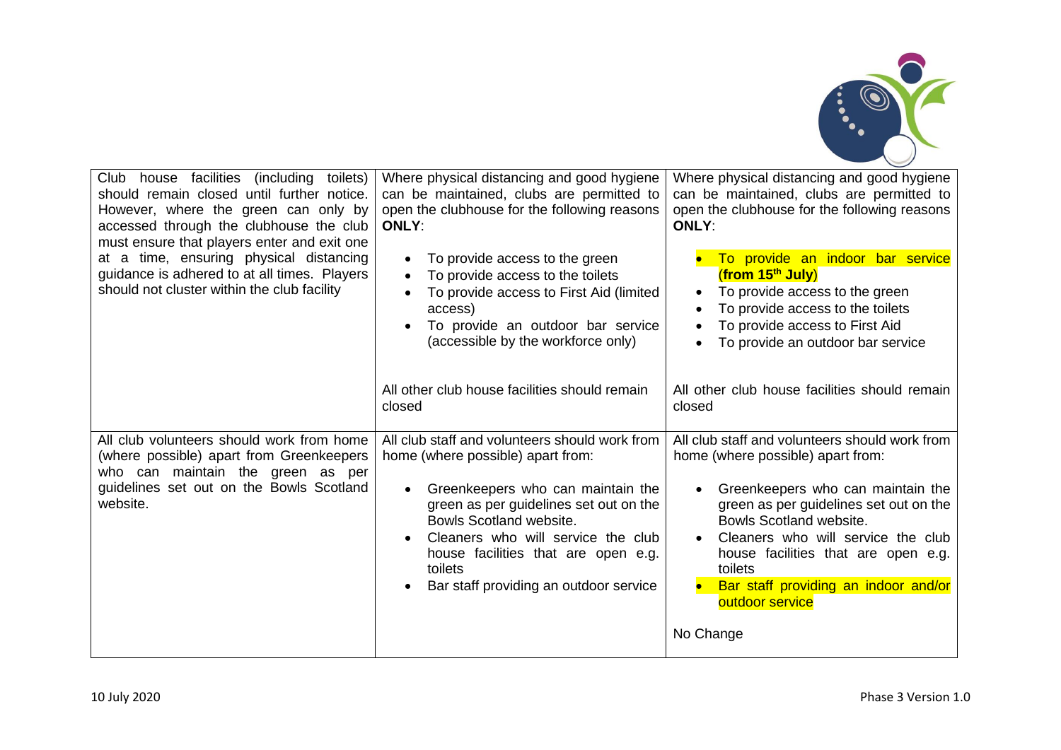| | | |
|---|---|---|
| Club house facilities (including toilets) should remain closed until further notice. However, where the green can only by accessed through the clubhouse the club must ensure that players enter and exit one at a time, ensuring physical distancing guidance is adhered to at all times. Players should not cluster within the club facility | Where physical distancing and good hygiene can be maintained, clubs are permitted to open the clubhouse for the following reasons **ONLY**:<br><br>• To provide access to the green<br>• To provide access to the toilets<br>• To provide access to First Aid (limited access)<br>• To provide an outdoor bar service (accessible by the workforce only)<br><br>All other club house facilities should remain closed | Where physical distancing and good hygiene can be maintained, clubs are permitted to open the clubhouse for the following reasons **ONLY**:<br><br>• To provide an indoor bar service (**from 15th July**)<br>• To provide access to the green<br>• To provide access to the toilets<br>• To provide access to First Aid<br>• To provide an outdoor bar service<br><br>All other club house facilities should remain closed |
| All club volunteers should work from home (where possible) apart from Greenkeepers who can maintain the green as per guidelines set out on the Bowls Scotland website. | All club staff and volunteers should work from home (where possible) apart from:<br><br>• Greenkeepers who can maintain the green as per guidelines set out on the Bowls Scotland website.<br>• Cleaners who will service the club house facilities that are open e.g. toilets<br>• Bar staff providing an outdoor service | All club staff and volunteers should work from home (where possible) apart from:<br><br>• Greenkeepers who can maintain the green as per guidelines set out on the Bowls Scotland website.<br>• Cleaners who will service the club house facilities that are open e.g. toilets<br>• Bar staff providing an indoor and/or outdoor service<br><br>No Change |

10 July 2020 Phase 3 Version 1.0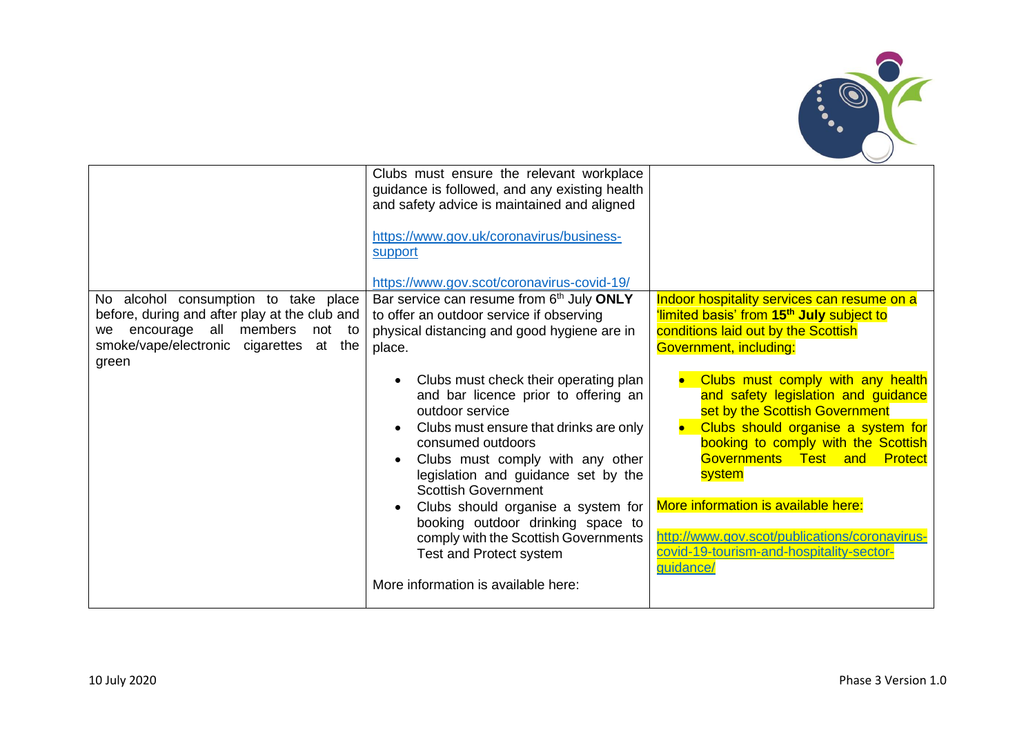| | | |
|---|---|---|
| | Clubs must ensure the relevant workplace guidance is followed, and any existing health and safety advice is maintained and aligned<br><br>https://www.gov.uk/coronavirus/business-support<br><br>https://www.gov.scot/coronavirus-covid-19/ | |
| No alcohol consumption to take place before, during and after play at the club and we encourage all members not to smoke/vape/electronic cigarettes at the green | Bar service can resume from 6th July **ONLY** to offer an outdoor service if observing physical distancing and good hygiene are in place.<br><br>• Clubs must check their operating plan and bar licence prior to offering an outdoor service<br>• Clubs must ensure that drinks are only consumed outdoors<br>• Clubs must comply with any other legislation and guidance set by the Scottish Government<br>• Clubs should organise a system for booking outdoor drinking space to comply with the Scottish Governments Test and Protect system<br><br>More information is available here: | Indoor hospitality services can resume on a 'limited basis' from **15th July** subject to conditions laid out by the Scottish Government, including:<br><br>• Clubs must comply with any health and safety legislation and guidance set by the Scottish Government<br>• Clubs should organise a system for booking to comply with the Scottish Governments Test and Protect system<br><br>More information is available here:<br><br>http://www.gov.scot/publications/coronavirus-covid-19-tourism-and-hospitality-sector-guidance/ |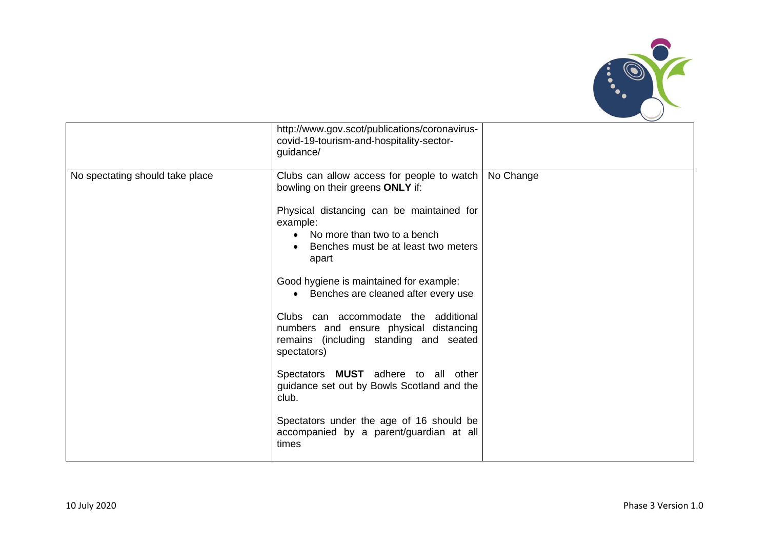| | | |
|---|---|---|
| | http://www.gov.scot/publications/coronavirus-covid-19-tourism-and-hospitality-sector-guidance/ | |
| No spectating should take place | Clubs can allow access for people to watch bowling on their greens **ONLY** if:<br><br>Physical distancing can be maintained for example:<br>• No more than two to a bench<br>• Benches must be at least two meters apart<br><br>Good hygiene is maintained for example:<br>• Benches are cleaned after every use<br><br>Clubs can accommodate the additional numbers and ensure physical distancing remains (including standing and seated spectators)<br><br>Spectators **MUST** adhere to all other guidance set out by Bowls Scotland and the club.<br><br>Spectators under the age of 16 should be accompanied by a parent/guardian at all times | No Change |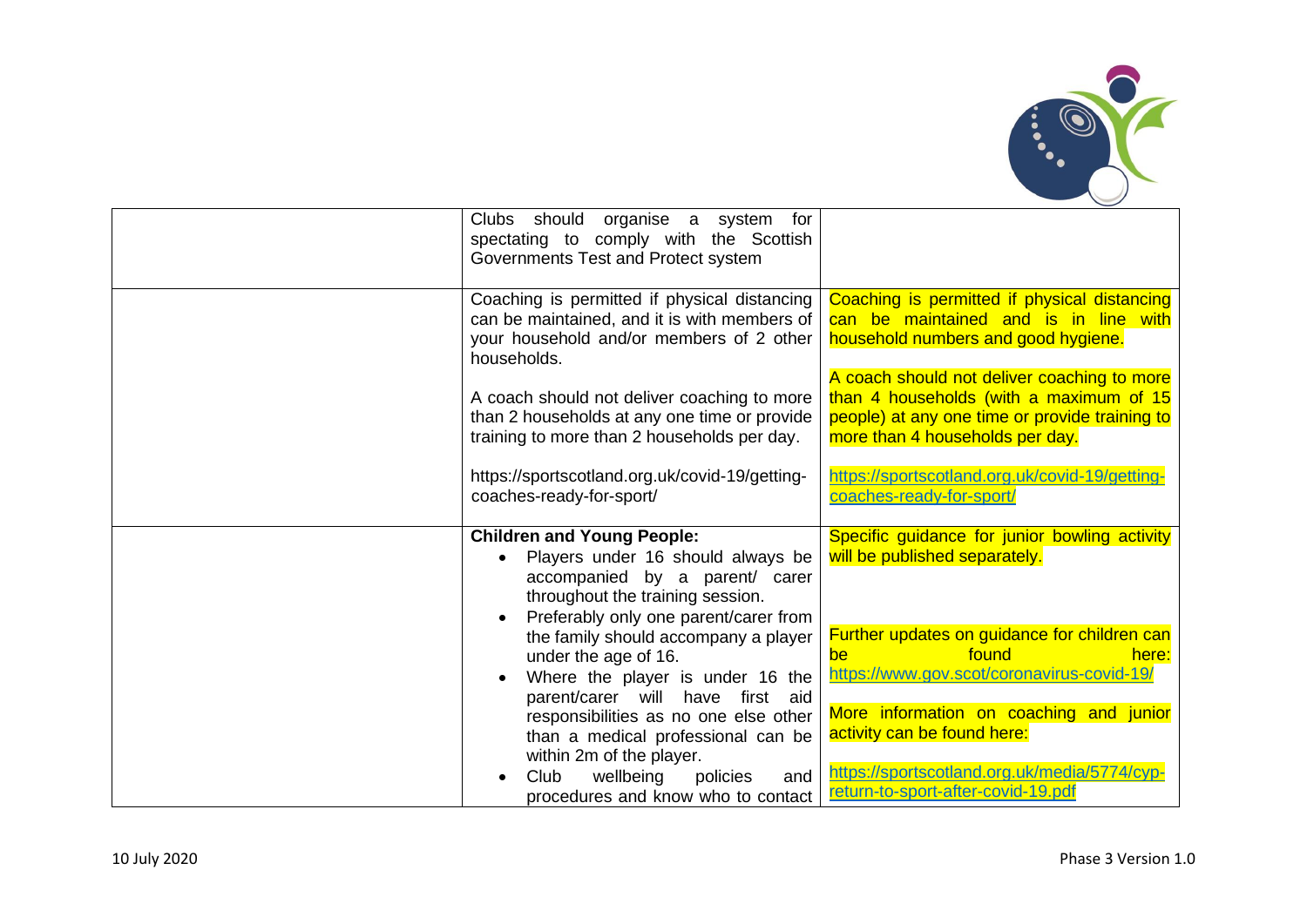| | | |
|---|---|---|
| | Clubs should organise a system for spectating to comply with the Scottish Governments Test and Protect system | |
| | Coaching is permitted if physical distancing can be maintained, and it is with members of your household and/or members of 2 other households.<br><br>A coach should not deliver coaching to more than 2 households at any one time or provide training to more than 2 households per day.<br><br>https://sportscotland.org.uk/covid-19/getting-coaches-ready-for-sport/ | Coaching is permitted if physical distancing can be maintained and is in line with household numbers and good hygiene.<br><br>A coach should not deliver coaching to more than 4 households (with a maximum of 15 people) at any one time or provide training to more than 4 households per day.<br><br>https://sportscotland.org.uk/covid-19/getting-coaches-ready-for-sport/ |
| | **Children and Young People:**<br>• Players under 16 should always be accompanied by a parent/ carer throughout the training session.<br>• Preferably only one parent/carer from the family should accompany a player under the age of 16.<br>• Where the player is under 16 the parent/carer will have first aid responsibilities as no one else other than a medical professional can be within 2m of the player.<br>• Club wellbeing policies and procedures and know who to contact | Specific guidance for junior bowling activity will be published separately.<br><br>Further updates on guidance for children can be found here: https://www.gov.scot/coronavirus-covid-19/<br><br>More information on coaching and junior activity can be found here:<br><br>https://sportscotland.org.uk/media/5774/cyp-return-to-sport-after-covid-19.pdf |

10 July 2020 Phase 3 Version 1.0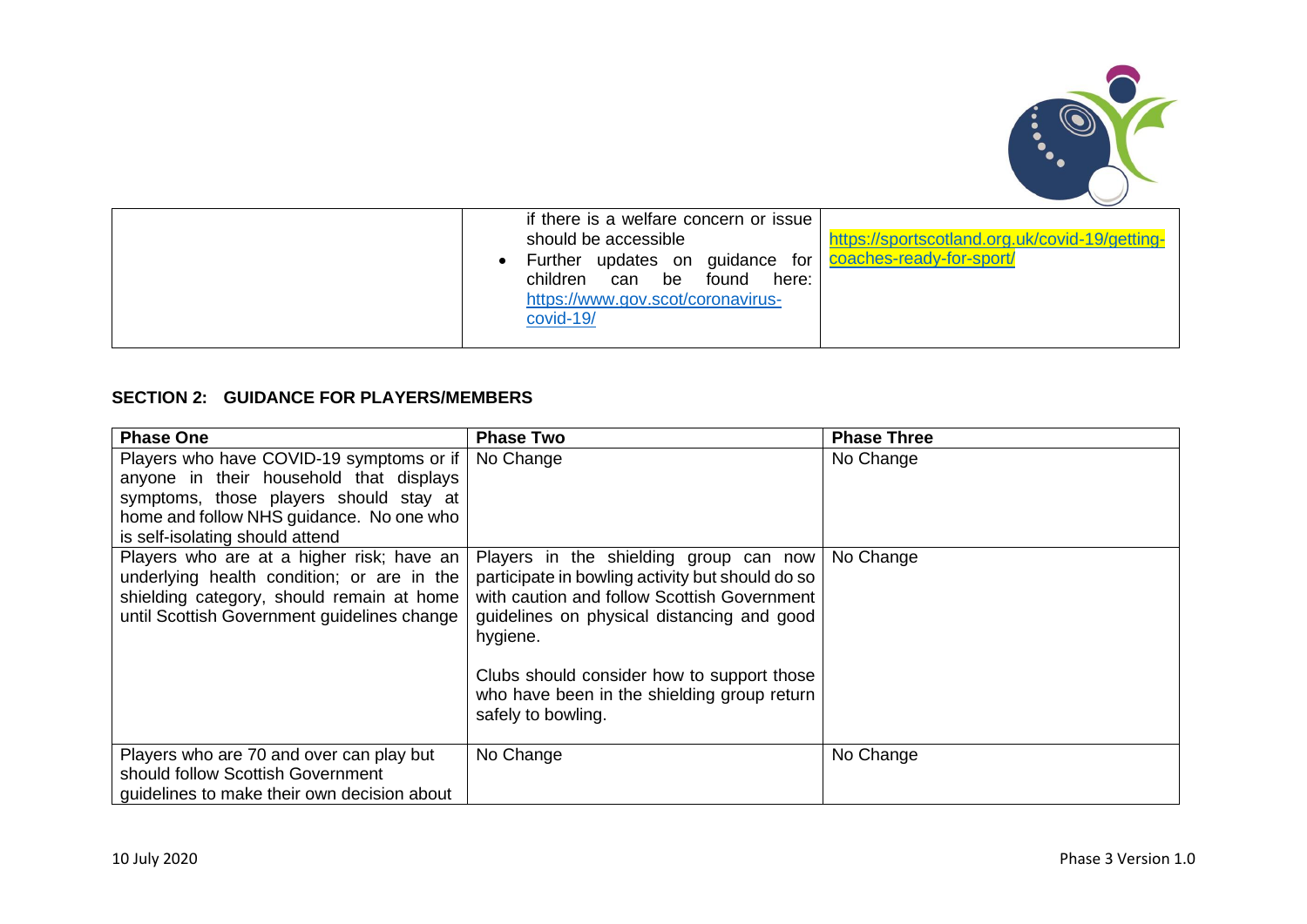| | | |
|---|---|---|
| | if there is a welfare concern or issue should be accessible<br>• Further updates on guidance for children can be found here: https://www.gov.scot/coronavirus-covid-19/ | https://sportscotland.org.uk/covid-19/getting-coaches-ready-for-sport/ |

**SECTION 2: GUIDANCE FOR PLAYERS/MEMBERS**

| Phase One | Phase Two | Phase Three |
|---|---|---|
| Players who have COVID-19 symptoms or if anyone in their household that displays symptoms, those players should stay at home and follow NHS guidance. No one who is self-isolating should attend | No Change | No Change |
| Players who are at a higher risk; have an underlying health condition; or are in the shielding category, should remain at home until Scottish Government guidelines change | Players in the shielding group can now participate in bowling activity but should do so with caution and follow Scottish Government guidelines on physical distancing and good hygiene.<br><br>Clubs should consider how to support those who have been in the shielding group return safely to bowling. | No Change |
| Players who are 70 and over can play but should follow Scottish Government guidelines to make their own decision about | No Change | No Change |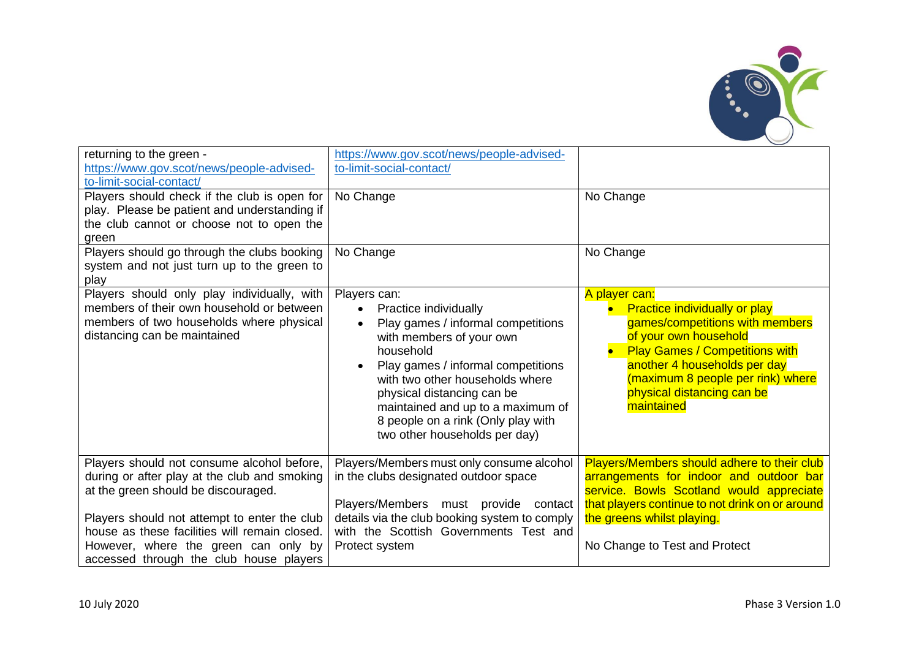| | | |
|---|---|---|
| returning to the green - https://www.gov.scot/news/people-advised-to-limit-social-contact/ | https://www.gov.scot/news/people-advised-to-limit-social-contact/ | |
| Players should check if the club is open for play. Please be patient and understanding if the club cannot or choose not to open the green | No Change | No Change |
| Players should go through the clubs booking system and not just turn up to the green to play | No Change | No Change |
| Players should only play individually, with members of their own household or between members of two households where physical distancing can be maintained | Players can:<br>• Practice individually<br>• Play games / informal competitions with members of your own household<br>• Play games / informal competitions with two other households where physical distancing can be maintained and up to a maximum of 8 people on a rink (Only play with two other households per day) | A player can:<br>• Practice individually or play games/competitions with members of your own household<br>• Play Games / Competitions with another 4 households per day (maximum 8 people per rink) where physical distancing can be maintained |
| Players should not consume alcohol before, during or after play at the club and smoking at the green should be discouraged.<br><br>Players should not attempt to enter the club house as these facilities will remain closed. However, where the green can only by accessed through the club house players | Players/Members must only consume alcohol in the clubs designated outdoor space<br><br>Players/Members must provide contact details via the club booking system to comply with the Scottish Governments Test and Protect system | Players/Members should adhere to their club arrangements for indoor and outdoor bar service. Bowls Scotland would appreciate that players continue to not drink on or around the greens whilst playing.<br><br>No Change to Test and Protect |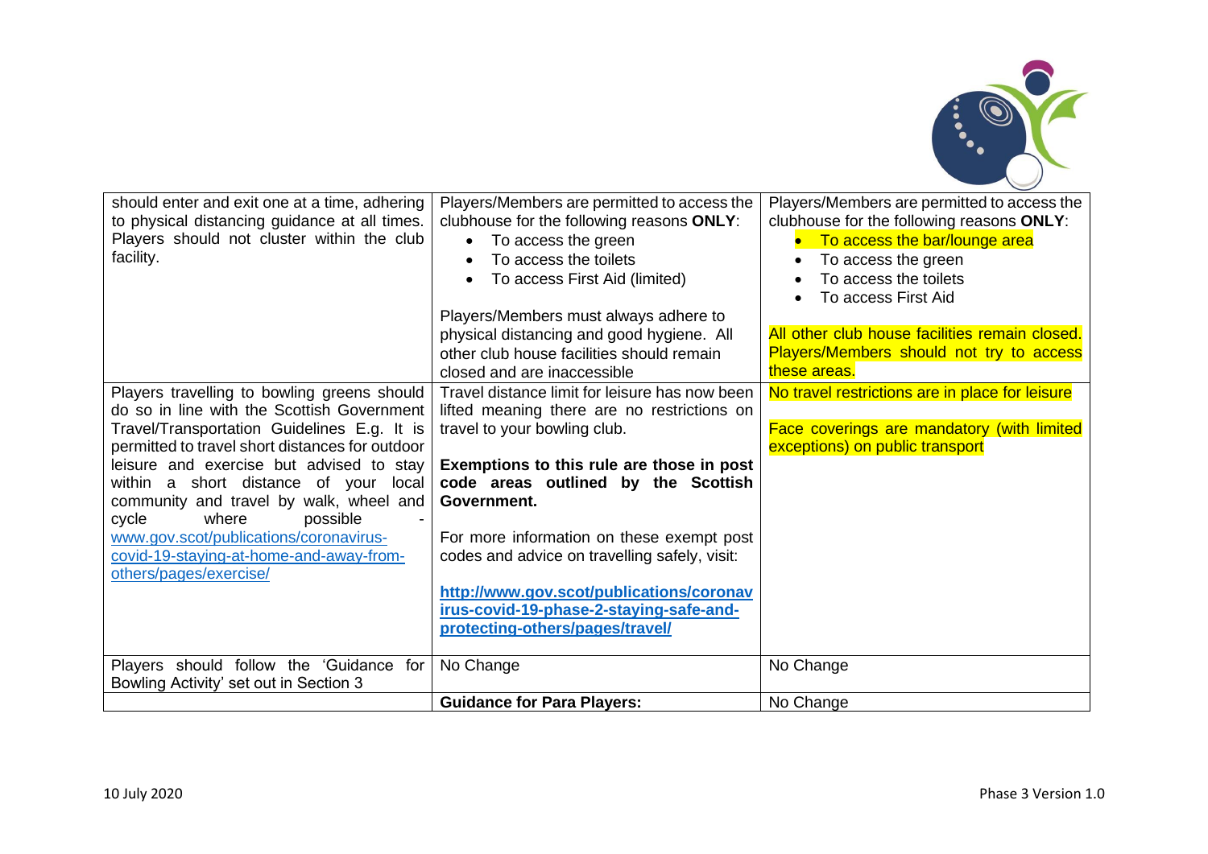| | | |
|---|---|---|
| should enter and exit one at a time, adhering to physical distancing guidance at all times. Players should not cluster within the club facility. | Players/Members are permitted to access the clubhouse for the following reasons **ONLY**:<br>• To access the green<br>• To access the toilets<br>• To access First Aid (limited)<br><br>Players/Members must always adhere to physical distancing and good hygiene. All other club house facilities should remain closed and are inaccessible | Players/Members are permitted to access the clubhouse for the following reasons **ONLY**:<br>• To access the bar/lounge area<br>• To access the green<br>• To access the toilets<br>• To access First Aid<br><br>All other club house facilities remain closed. Players/Members should not try to access these areas. |
| Players travelling to bowling greens should do so in line with the Scottish Government Travel/Transportation Guidelines E.g. It is permitted to travel short distances for outdoor leisure and exercise but advised to stay within a short distance of your local community and travel by walk, wheel and cycle where possible - www.gov.scot/publications/coronavirus-covid-19-staying-at-home-and-away-from-others/pages/exercise/ | Travel distance limit for leisure has now been lifted meaning there are no restrictions on travel to your bowling club.<br><br>**Exemptions to this rule are those in post code areas outlined by the Scottish Government.**<br><br>For more information on these exempt post codes and advice on travelling safely, visit:<br><br>**http://www.gov.scot/publications/coronavirus-covid-19-phase-2-staying-safe-and-protecting-others/pages/travel/** | No travel restrictions are in place for leisure<br><br>Face coverings are mandatory (with limited exceptions) on public transport |
| Players should follow the 'Guidance for Bowling Activity' set out in Section 3 | No Change | No Change |
| | **Guidance for Para Players:** | No Change |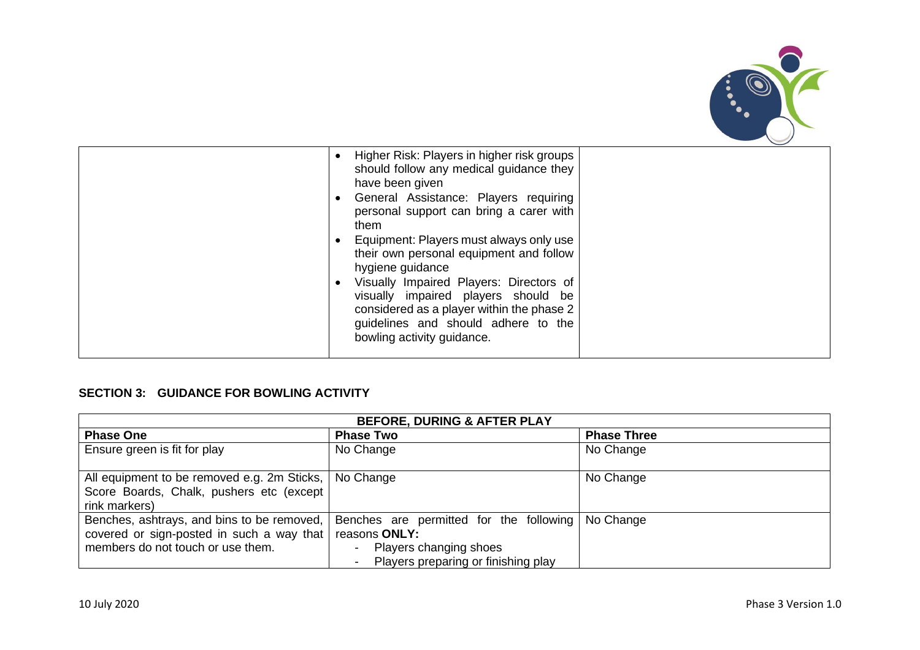| | | |
|---|---|---|
| | • Higher Risk: Players in higher risk groups should follow any medical guidance they have been given<br>• General Assistance: Players requiring personal support can bring a carer with them<br>• Equipment: Players must always only use their own personal equipment and follow hygiene guidance<br>• Visually Impaired Players: Directors of visually impaired players should be considered as a player within the phase 2 guidelines and should adhere to the bowling activity guidance. | |

## SECTION 3: GUIDANCE FOR BOWLING ACTIVITY

| BEFORE, DURING & AFTER PLAY | | |
|---|---|---|
| **Phase One** | **Phase Two** | **Phase Three** |
| Ensure green is fit for play | No Change | No Change |
| All equipment to be removed e.g. 2m Sticks, Score Boards, Chalk, pushers etc (except rink markers) | No Change | No Change |
| Benches, ashtrays, and bins to be removed, covered or sign-posted in such a way that members do not touch or use them. | Benches are permitted for the following reasons **ONLY:**<br>- Players changing shoes<br>- Players preparing or finishing play | No Change |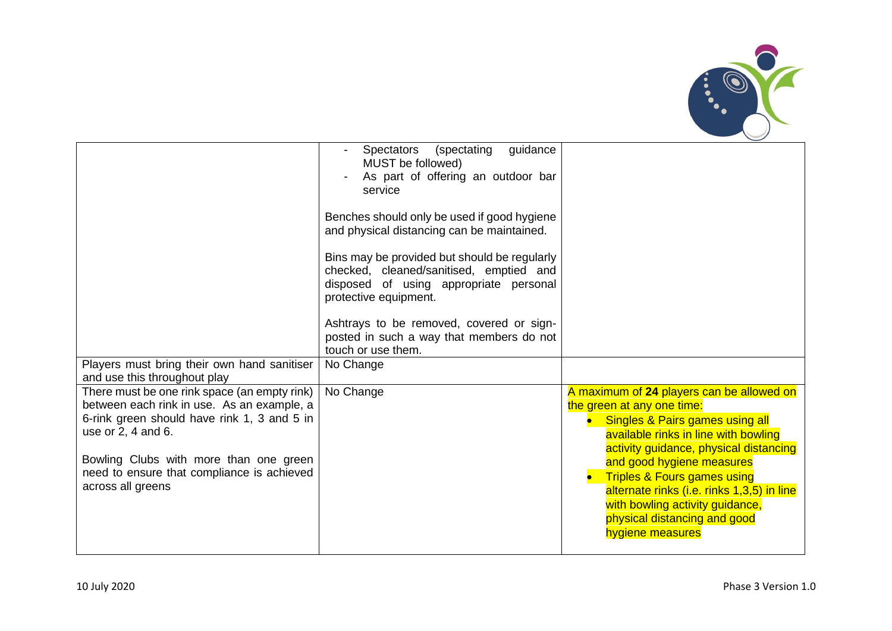| | | |
|---|---|---|
| | - Spectators (spectating guidance MUST be followed)<br>- As part of offering an outdoor bar service<br><br>Benches should only be used if good hygiene and physical distancing can be maintained.<br><br>Bins may be provided but should be regularly checked, cleaned/sanitised, emptied and disposed of using appropriate personal protective equipment.<br><br>Ashtrays to be removed, covered or sign-posted in such a way that members do not touch or use them. | |
| Players must bring their own hand sanitiser and use this throughout play | No Change | |
| There must be one rink space (an empty rink) between each rink in use. As an example, a 6-rink green should have rink 1, 3 and 5 in use or 2, 4 and 6.<br><br>Bowling Clubs with more than one green need to ensure that compliance is achieved across all greens | No Change | A maximum of **24** players can be allowed on the green at any one time:<br>• Singles & Pairs games using all available rinks in line with bowling activity guidance, physical distancing and good hygiene measures<br>• Triples & Fours games using alternate rinks (i.e. rinks 1,3,5) in line with bowling activity guidance, physical distancing and good hygiene measures |

10 July 2020 — Phase 3 Version 1.0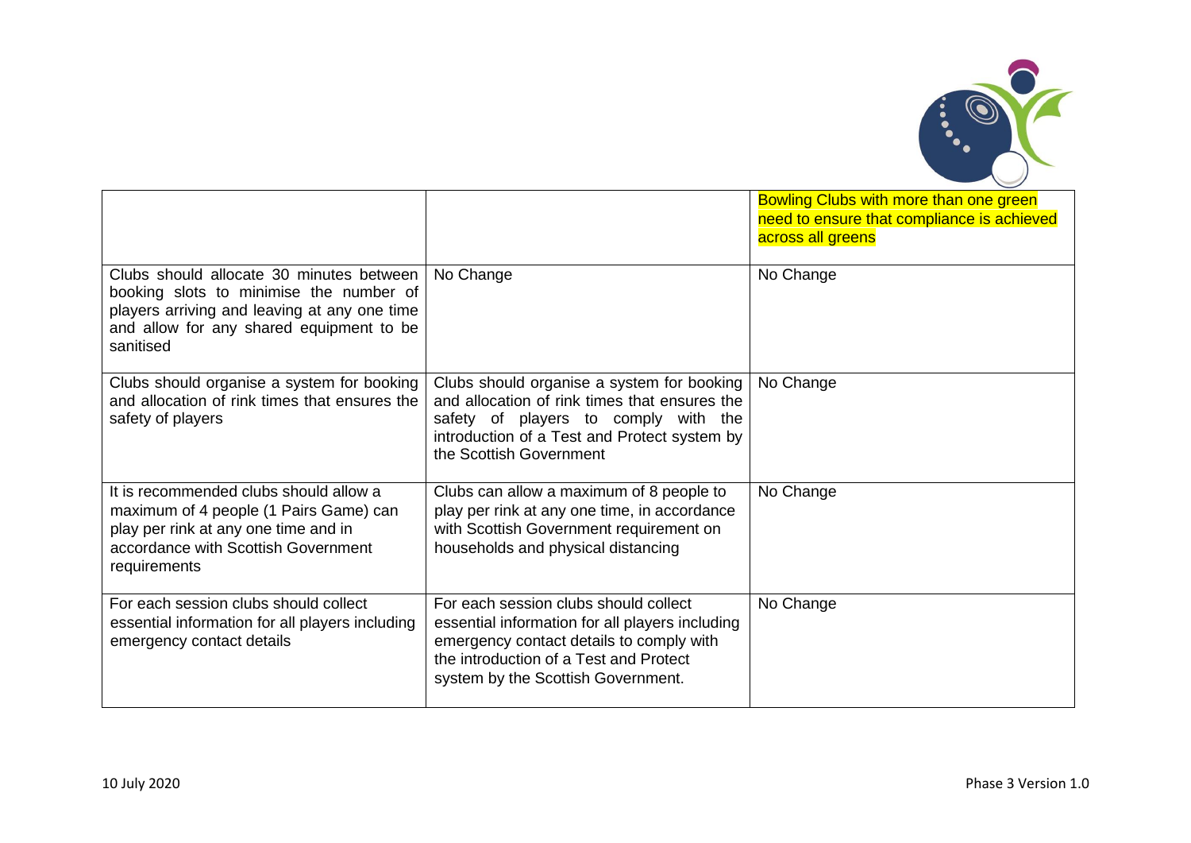| | | |
|---|---|---|
| | | Bowling Clubs with more than one green need to ensure that compliance is achieved across all greens |
| Clubs should allocate 30 minutes between booking slots to minimise the number of players arriving and leaving at any one time and allow for any shared equipment to be sanitised | No Change | No Change |
| Clubs should organise a system for booking and allocation of rink times that ensures the safety of players | Clubs should organise a system for booking and allocation of rink times that ensures the safety of players to comply with the introduction of a Test and Protect system by the Scottish Government | No Change |
| It is recommended clubs should allow a maximum of 4 people (1 Pairs Game) can play per rink at any one time and in accordance with Scottish Government requirements | Clubs can allow a maximum of 8 people to play per rink at any one time, in accordance with Scottish Government requirement on households and physical distancing | No Change |
| For each session clubs should collect essential information for all players including emergency contact details | For each session clubs should collect essential information for all players including emergency contact details to comply with the introduction of a Test and Protect system by the Scottish Government. | No Change |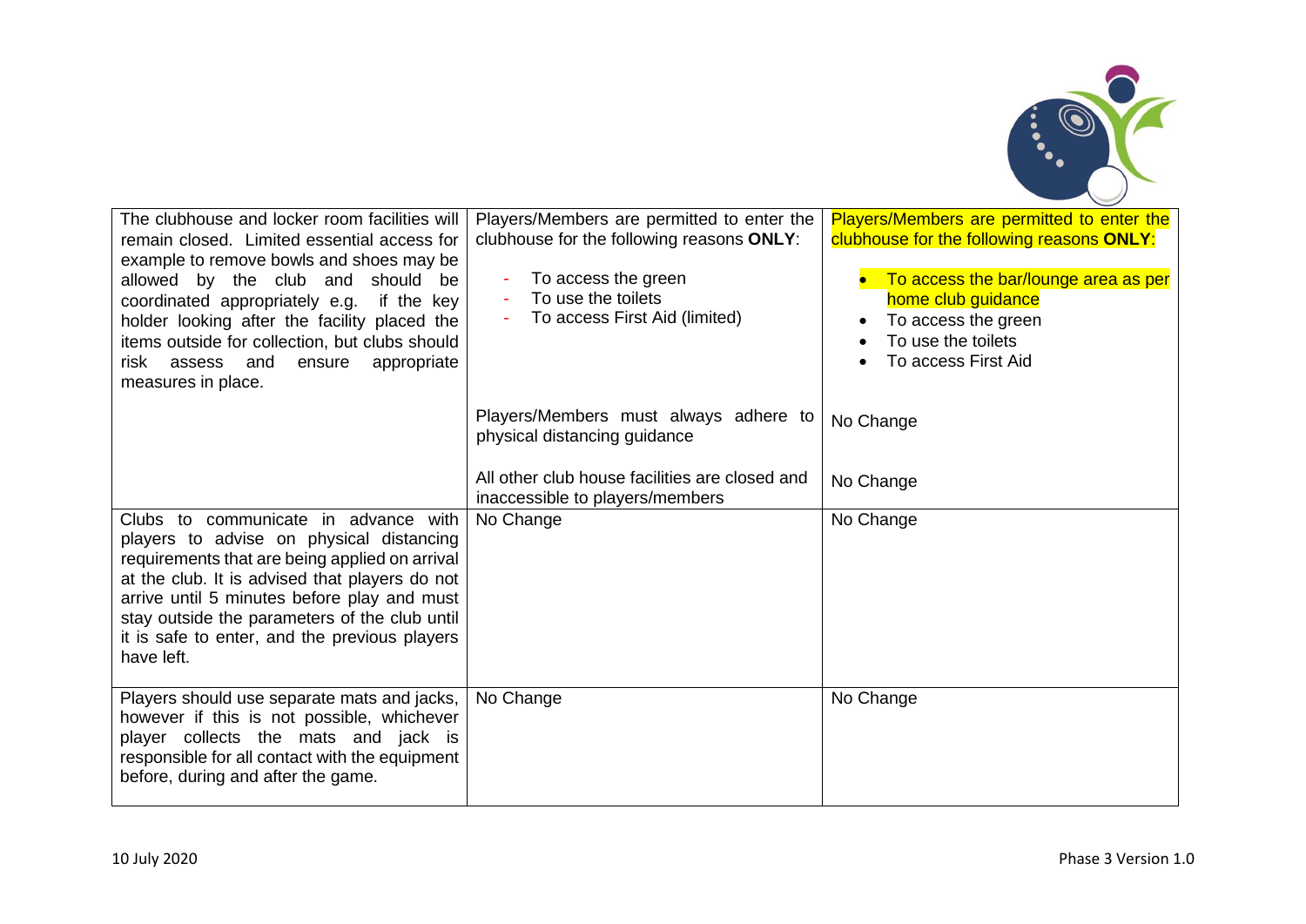| | | |
|---|---|---|
| The clubhouse and locker room facilities will remain closed. Limited essential access for example to remove bowls and shoes may be allowed by the club and should be coordinated appropriately e.g. if the key holder looking after the facility placed the items outside for collection, but clubs should risk assess and ensure appropriate measures in place. | Players/Members are permitted to enter the clubhouse for the following reasons **ONLY**:<br>- To access the green<br>- To use the toilets<br>- To access First Aid (limited) | Players/Members are permitted to enter the clubhouse for the following reasons **ONLY**:<br>• To access the bar/lounge area as per home club guidance<br>• To access the green<br>• To use the toilets<br>• To access First Aid |
| | Players/Members must always adhere to physical distancing guidance | No Change |
| | All other club house facilities are closed and inaccessible to players/members | No Change |
| Clubs to communicate in advance with players to advise on physical distancing requirements that are being applied on arrival at the club. It is advised that players do not arrive until 5 minutes before play and must stay outside the parameters of the club until it is safe to enter, and the previous players have left. | No Change | No Change |
| Players should use separate mats and jacks, however if this is not possible, whichever player collects the mats and jack is responsible for all contact with the equipment before, during and after the game. | No Change | No Change |

10 July 2020 Phase 3 Version 1.0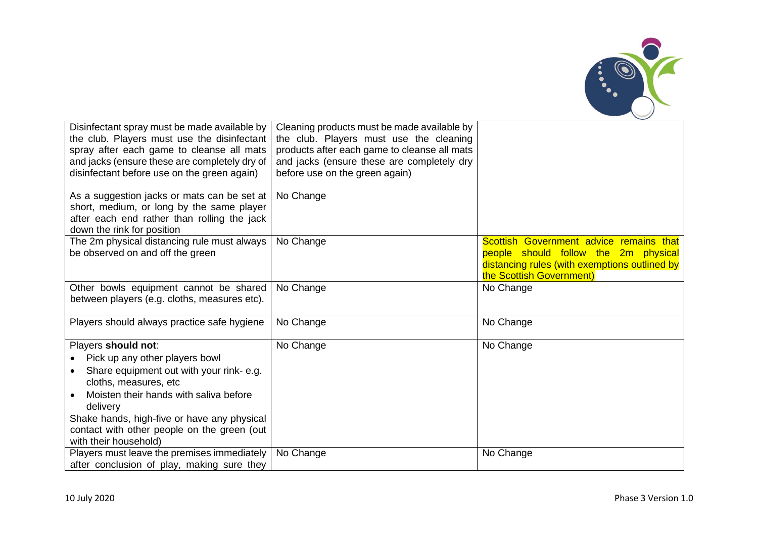| | | |
|---|---|---|
| Disinfectant spray must be made available by the club. Players must use the disinfectant spray after each game to cleanse all mats and jacks (ensure these are completely dry of disinfectant before use on the green again)<br><br>As a suggestion jacks or mats can be set at short, medium, or long by the same player after each end rather than rolling the jack down the rink for position | Cleaning products must be made available by the club. Players must use the cleaning products after each game to cleanse all mats and jacks (ensure these are completely dry before use on the green again)<br><br>No Change | |
| The 2m physical distancing rule must always be observed on and off the green | No Change | Scottish Government advice remains that people should follow the 2m physical distancing rules (with exemptions outlined by the Scottish Government) |
| Other bowls equipment cannot be shared between players (e.g. cloths, measures etc). | No Change | No Change |
| Players should always practice safe hygiene | No Change | No Change |
| Players **should not**:<br>• Pick up any other players bowl<br>• Share equipment out with your rink- e.g. cloths, measures, etc<br>• Moisten their hands with saliva before delivery<br>Shake hands, high-five or have any physical contact with other people on the green (out with their household) | No Change | No Change |
| Players must leave the premises immediately after conclusion of play, making sure they | No Change | No Change |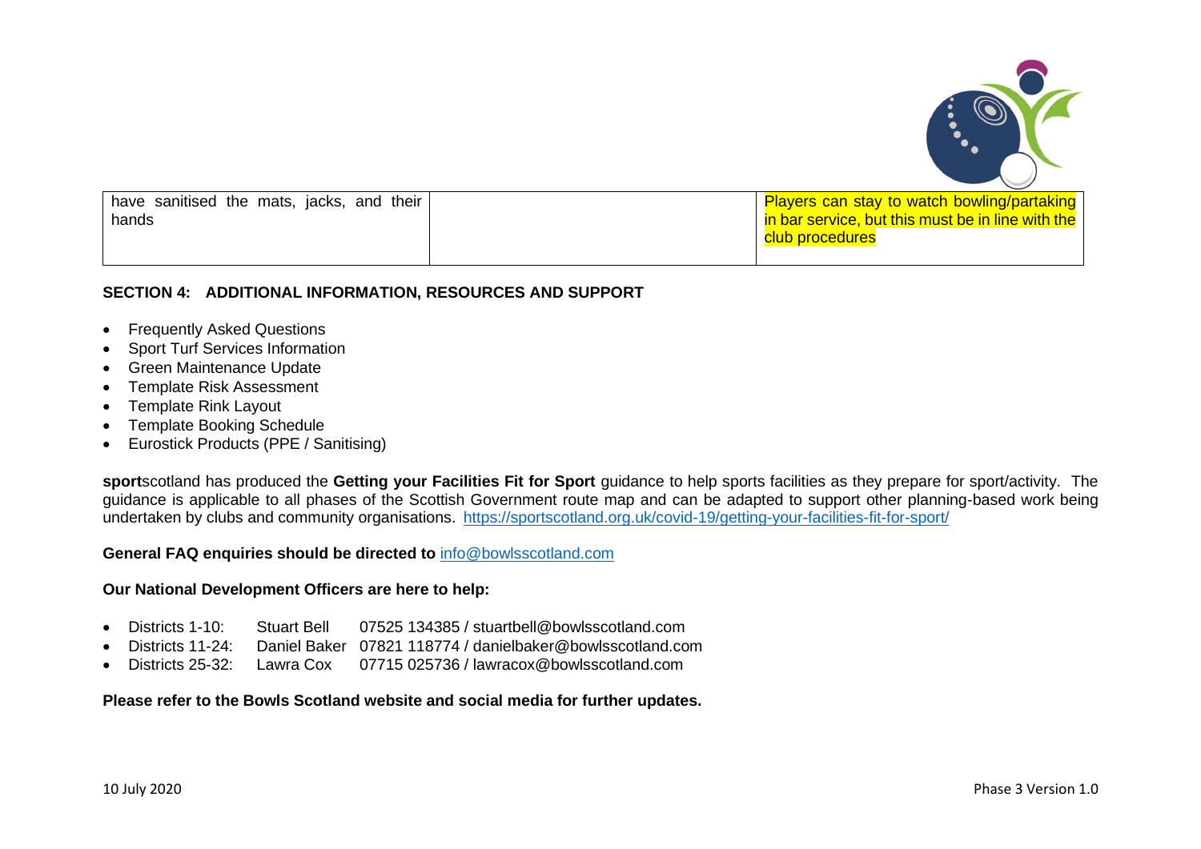| | | |
|---|---|---|
| have sanitised the mats, jacks, and their hands | | Players can stay to watch bowling/partaking in bar service, but this must be in line with the club procedures |

**SECTION 4: ADDITIONAL INFORMATION, RESOURCES AND SUPPORT**

- Frequently Asked Questions
- Sport Turf Services Information
- Green Maintenance Update
- Template Risk Assessment
- Template Rink Layout
- Template Booking Schedule
- Eurostick Products (PPE / Sanitising)

**sport**scotland has produced the **Getting your Facilities Fit for Sport** guidance to help sports facilities as they prepare for sport/activity. The guidance is applicable to all phases of the Scottish Government route map and can be adapted to support other planning-based work being undertaken by clubs and community organisations. https://sportscotland.org.uk/covid-19/getting-your-facilities-fit-for-sport/

**General FAQ enquiries should be directed to** info@bowlsscotland.com

**Our National Development Officers are here to help:**

- Districts 1-10: Stuart Bell 07525 134385 / stuartbell@bowlsscotland.com
- Districts 11-24: Daniel Baker 07821 118774 / danielbaker@bowlsscotland.com
- Districts 25-32: Lawra Cox 07715 025736 / lawracox@bowlsscotland.com

**Please refer to the Bowls Scotland website and social media for further updates.**

10 July 2020 Phase 3 Version 1.0